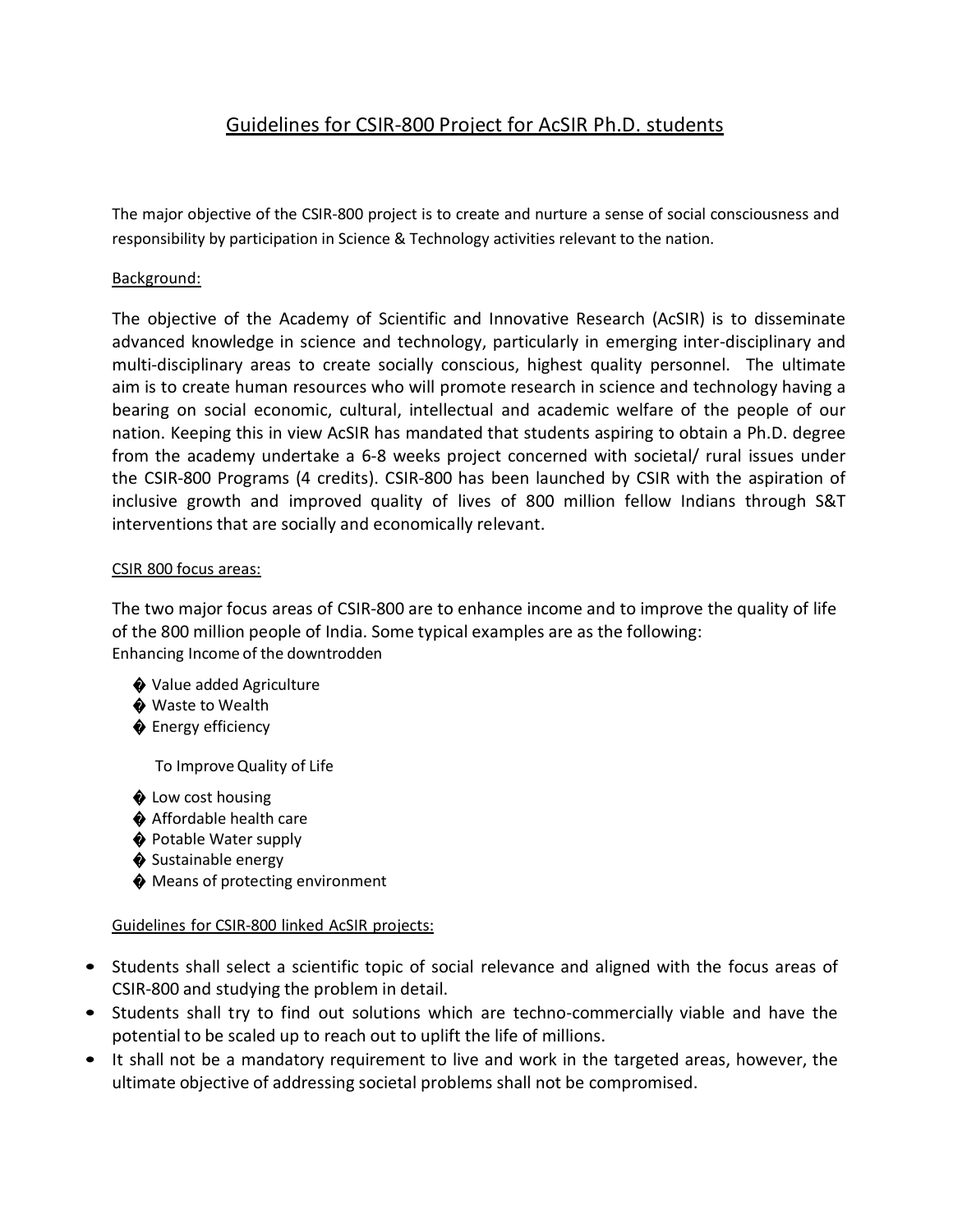# Guidelines for CSIR-800 Project for AcSIR Ph.D. students

The major objective of the CSIR-800 project is to create and nurture a sense of social consciousness and responsibility by participation in Science & Technology activities relevant to the nation.

## Background:

The objective of the Academy of Scientific and Innovative Research (AcSIR) is to disseminate advanced knowledge in science and technology, particularly in emerging inter-disciplinary and multi-disciplinary areas to create socially conscious, highest quality personnel. The ultimate aim is to create human resources who will promote research in science and technology having a bearing on social economic, cultural, intellectual and academic welfare of the people of our nation. Keeping this in view AcSIR has mandated that students aspiring to obtain a Ph.D. degree from the academy undertake a 6-8 weeks project concerned with societal/ rural issues under the CSIR-800 Programs (4 credits). CSIR-800 has been launched by CSIR with the aspiration of inclusive growth and improved quality of lives of 800 million fellow Indians through S&T interventions that are socially and economically relevant.

## CSIR 800 focus areas:

The two major focus areas of CSIR-800 are to enhance income and to improve the quality of life of the 800 million people of India. Some typical examples are as the following:

Enhancing Income of the downtrodden

- Value added Agriculture
- Waste to Wealth
- Energy efficiency

To Improve Quality of Life

- Low cost housing
- Affordable health care
- Potable Water supply
- Sustainable energy
- Means of protecting environment

## Guidelines for CSIR-800 linked AcSIR projects:

- Students shall select a scientific topic of social relevance and aligned with the focus areas of CSIR-800 and studying the problem in detail.
- Students shall try to find out solutions which are techno-commercially viable and have the potential to be scaled up to reach out to uplift the life of millions.
- It shall not be a mandatory requirement to live and work in the targeted areas, however, the ultimate objective of addressing societal problems shall not be compromised.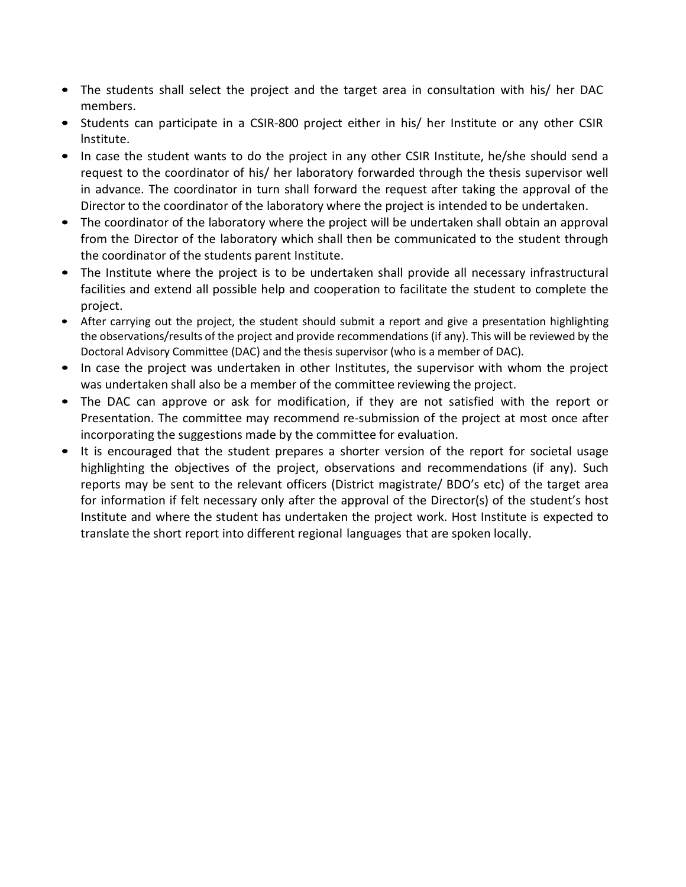- The students shall select the project and the target area in consultation with his/ her DAC members.
- Students can participate in a CSIR-800 project either in his/ her Institute or any other CSIR Institute.
- In case the student wants to do the project in any other CSIR Institute, he/she should send a request to the coordinator of his/ her laboratory forwarded through the thesis supervisor well in advance. The coordinator in turn shall forward the request after taking the approval of the Director to the coordinator of the laboratory where the project is intended to be undertaken.
- The coordinator of the laboratory where the project will be undertaken shall obtain an approval from the Director of the laboratory which shall then be communicated to the student through the coordinator of the students parent Institute.
- The Institute where the project is to be undertaken shall provide all necessary infrastructural facilities and extend all possible help and cooperation to facilitate the student to complete the project.
- After carrying out the project, the student should submit a report and give a presentation highlighting the observations/results of the project and provide recommendations (if any). This will be reviewed by the Doctoral Advisory Committee (DAC) and the thesis supervisor (who is a member of DAC).
- In case the project was undertaken in other Institutes, the supervisor with whom the project was undertaken shall also be a member of the committee reviewing the project.
- The DAC can approve or ask for modification, if they are not satisfied with the report or Presentation. The committee may recommend re-submission of the project at most once after incorporating the suggestions made by the committee for evaluation.
- It is encouraged that the student prepares a shorter version of the report for societal usage highlighting the objectives of the project, observations and recommendations (if any). Such reports may be sent to the relevant officers (District magistrate/ BDO's etc) of the target area for information if felt necessary only after the approval of the Director(s) of the student's host Institute and where the student has undertaken the project work. Host Institute is expected to translate the short report into different regional languages that are spoken locally.